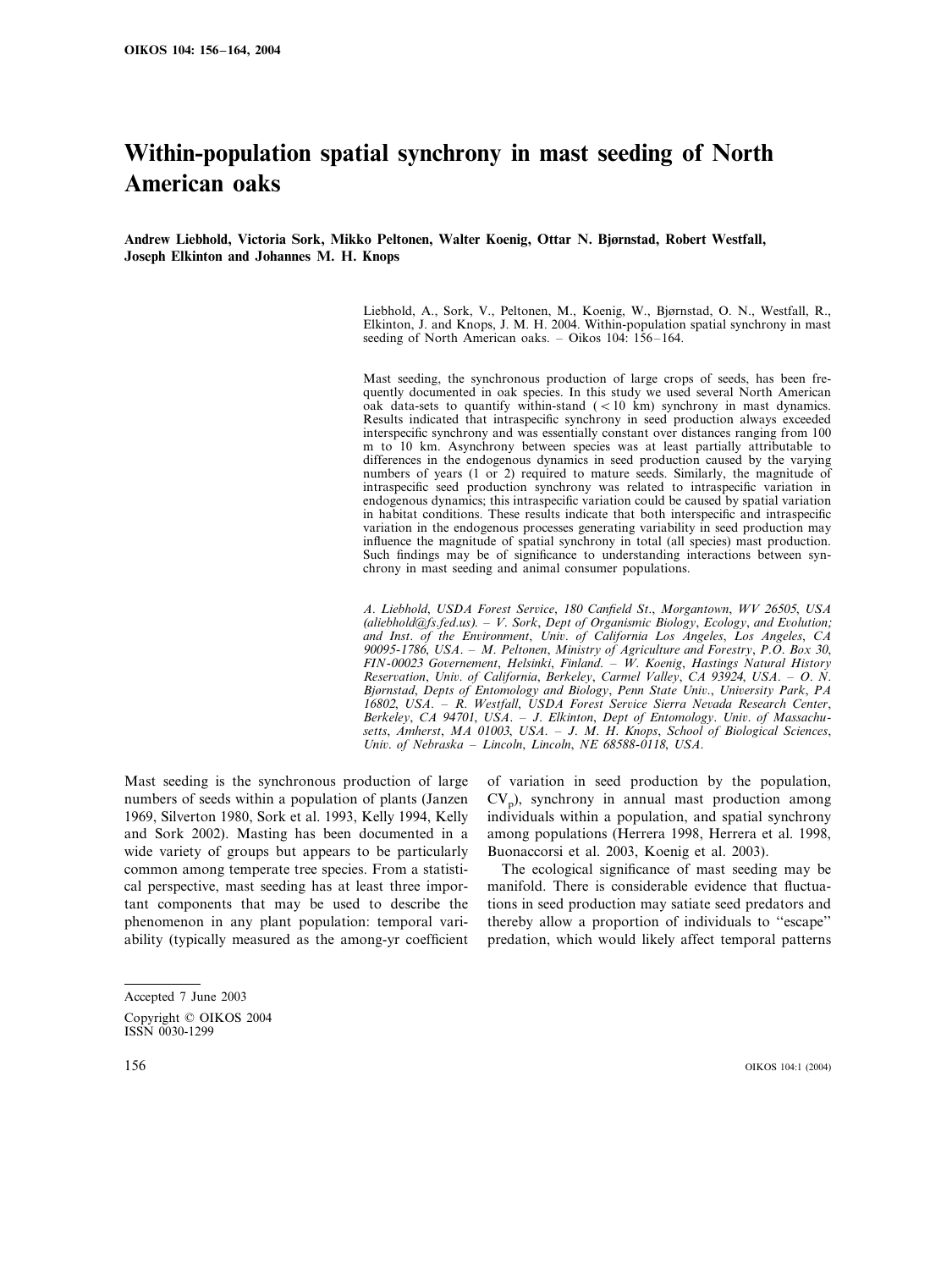# Within-population spatial synchrony in mast seeding of North American oaks

**Andrew Liebhold, Victoria Sork, Mikko Peltonen, Walter Koenig, Ottar N. Bjørnstad, Robert Westfall, Joseph Elkinton and Johannes M. H. Knops**

Liebhold, A., Sork, V., Peltonen, M., Koenig, W., Bjørnstad, O. N., Westfall, R., Elkinton, J. and Knops, J. M. H. 2004. Within-population spatial synchrony in mast seeding of North American oaks. – Oikos 104: 156–164.

Mast seeding, the synchronous production of large crops of seeds, has been frequently documented in oak species. In this study we used several North American oak data-sets to quantify within-stand (< 10 km) synchrony in mast dynamics. Results indicated that intraspecific synchrony in seed production always exceeded interspecific synchrony and was essentially constant over distances ranging from 100 m to 10 km. Asynchrony between species was at least partially attributable to differences in the endogenous dynamics in seed production caused by the varying numbers of years (1 or 2) required to mature seeds. Similarly, the magnitude of intraspecific seed production synchrony was related to intraspecific variation in endogenous dynamics; this intraspecific variation could be caused by spatial variation in habitat conditions. These results indicate that both interspecific and intraspecific variation in the endogenous processes generating variability in seed production may influence the magnitude of spatial synchrony in total (all species) mast production. Such findings may be of significance to understanding interactions between synchrony in mast seeding and animal consumer populations.

*A. Liebhold, USDA Forest Service, 180 Canfield St., Morgantown, WV 26505, USA (aliebhold@fs.fed.us). – V. Sork, Dept of Organismic Biology, Ecology, and Evolution; and Inst. of the Environment, Univ. of California Los Angeles, Los Angeles, CA 90095-1786, USA. – M. Peltonen, Ministry of Agriculture and Forestry, P.O. Box 30, FIN-00023 Governement, Helsinki, Finland. – W. Koenig, Hastings Natural History Reservation, Univ. of California, Berkeley, Carmel Valley, CA 93924, USA. – O. N. Bjørnstad, Depts of Entomology and Biology, Penn State Univ., University Park, PA 16802, USA. – R. Westfall, USDA Forest Service Sierra Nevada Research Center, Berkeley, CA 94701, USA. – J. Elkinton, Dept of Entomology. Univ. of Massachusetts, Amherst, MA 01003, USA. – J. M. H. Knops, School of Biological Sciences, Univ. of Nebraska – Lincoln, Lincoln, NE 68588-0118, USA.*

Mast seeding is the synchronous production of large numbers of seeds within a population of plants (Janzen 1969, Silverton 1980, Sork et al. 1993, Kelly 1994, Kelly and Sork 2002). Masting has been documented in a wide variety of groups but appears to be particularly common among temperate tree species. From a statistical perspective, mast seeding has at least three important components that may be used to describe the phenomenon in any plant population: temporal variability (typically measured as the among-yr coefficient of variation in seed production by the population, $CV_p$), synchrony in annual mast production among individuals within a population, and spatial synchrony among populations (Herrera 1998, Herrera et al. 1998, Buonaccorsi et al. 2003, Koenig et al. 2003).

The ecological significance of mast seeding may be manifold. There is considerable evidence that fluctuations in seed production may satiate seed predators and thereby allow a proportion of individuals to "escape" predation, which would likely affect temporal patterns

Accepted 7 June 2003

Copyright © OIKOS 2004
ISSN 0030-1299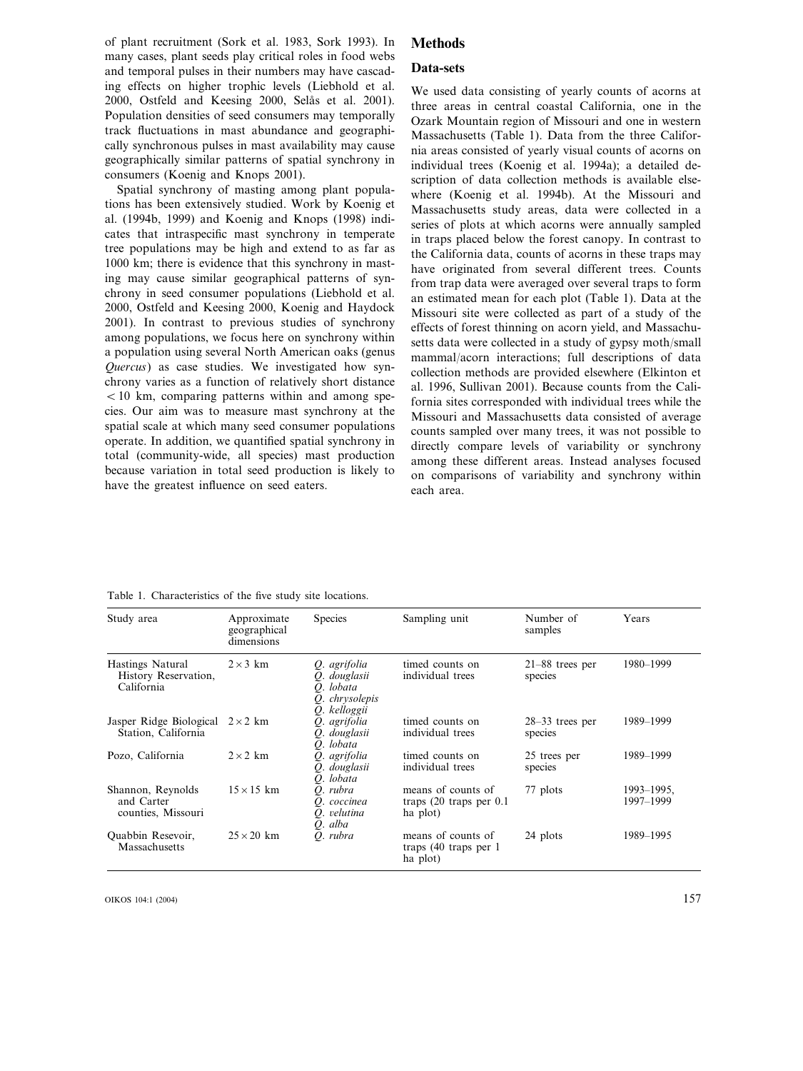of plant recruitment (Sork et al. 1983, Sork 1993). In many cases, plant seeds play critical roles in food webs and temporal pulses in their numbers may have cascading effects on higher trophic levels (Liebhold et al. 2000, Ostfeld and Keesing 2000, Selås et al. 2001). Population densities of seed consumers may temporally track fluctuations in mast abundance and geographically synchronous pulses in mast availability may cause geographically similar patterns of spatial synchrony in consumers (Koenig and Knops 2001).

Spatial synchrony of masting among plant populations has been extensively studied. Work by Koenig et al. (1994b, 1999) and Koenig and Knops (1998) indicates that intraspecific mast synchrony in temperate tree populations may be high and extend to as far as 1000 km; there is evidence that this synchrony in masting may cause similar geographical patterns of synchrony in seed consumer populations (Liebhold et al. 2000, Ostfeld and Keesing 2000, Koenig and Haydock 2001). In contrast to previous studies of synchrony among populations, we focus here on synchrony within a population using several North American oaks (genus *Quercus*) as case studies. We investigated how synchrony varies as a function of relatively short distance $<10$ km, comparing patterns within and among species. Our aim was to measure mast synchrony at the spatial scale at which many seed consumer populations operate. In addition, we quantified spatial synchrony in total (community-wide, all species) mast production because variation in total seed production is likely to have the greatest influence on seed eaters.

## Methods

### Data-sets

We used data consisting of yearly counts of acorns at three areas in central coastal California, one in the Ozark Mountain region of Missouri and one in western Massachusetts (Table 1). Data from the three California areas consisted of yearly visual counts of acorns on individual trees (Koenig et al. 1994a); a detailed description of data collection methods is available elsewhere (Koenig et al. 1994b). At the Missouri and Massachusetts study areas, data were collected in a series of plots at which acorns were annually sampled in traps placed below the forest canopy. In contrast to the California data, counts of acorns in these traps may have originated from several different trees. Counts from trap data were averaged over several traps to form an estimated mean for each plot (Table 1). Data at the Missouri site were collected as part of a study of the effects of forest thinning on acorn yield, and Massachusetts data were collected in a study of gypsy moth/small mammal/acorn interactions; full descriptions of data collection methods are provided elsewhere (Elkinton et al. 1996, Sullivan 2001). Because counts from the California sites corresponded with individual trees while the Missouri and Massachusetts data consisted of average counts sampled over many trees, it was not possible to directly compare levels of variability or synchrony among these different areas. Instead analyses focused on comparisons of variability and synchrony within each area.

Table 1. Characteristics of the five study site locations.

| Study area | Approximate geographical dimensions | Species | Sampling unit | Number of samples | Years |
|---|---|---|---|---|---|
| Hastings Natural History Reservation, California | $2\times3$ km | *Q. agrifolia*<br>*Q. douglasii*<br>*Q. lobata*<br>*Q. chrysolepis*<br>*Q. kelloggii* | timed counts on individual trees | 21–88 trees per species | 1980–1999 |
| Jasper Ridge Biological Station, California | $2\times2$ km | *Q. agrifolia*<br>*Q. douglasii*<br>*Q. lobata* | timed counts on individual trees | 28–33 trees per species | 1989–1999 |
| Pozo, California | $2\times2$ km | *Q. agrifolia*<br>*Q. douglasii*<br>*Q. lobata* | timed counts on individual trees | 25 trees per species | 1989–1999 |
| Shannon, Reynolds and Carter counties, Missouri | $15\times15$ km | *Q. rubra*<br>*Q. coccinea*<br>*Q. velutina*<br>*Q. alba* | means of counts of traps (20 traps per 0.1 ha plot) | 77 plots | 1993–1995, 1997–1999 |
| Quabbin Resevoir, Massachusetts | $25\times20$ km | *Q. rubra* | means of counts of traps (40 traps per 1 ha plot) | 24 plots | 1989–1995 |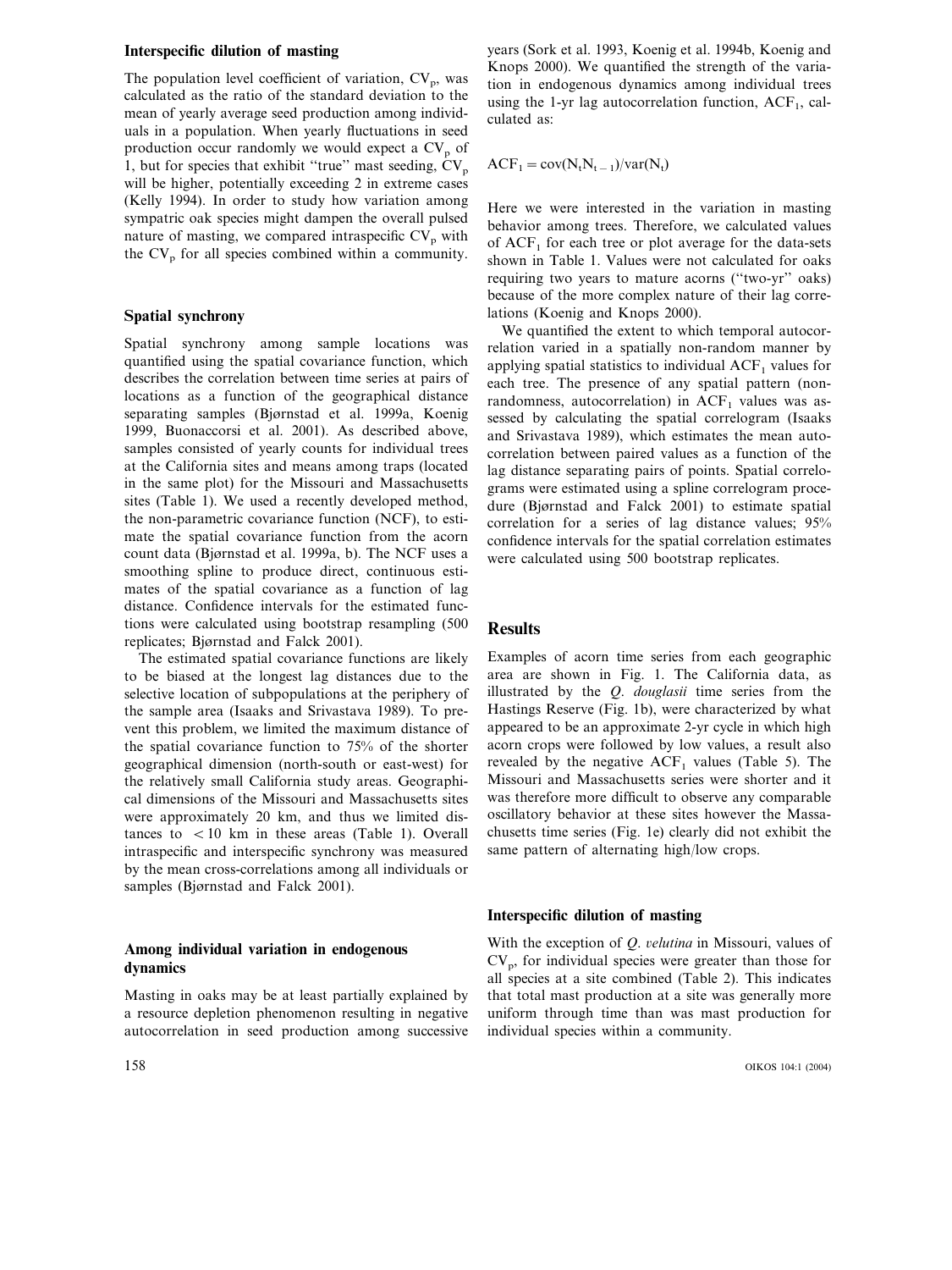### Interspecific dilution of masting

The population level coefficient of variation, $CV_p$, was calculated as the ratio of the standard deviation to the mean of yearly average seed production among individuals in a population. When yearly fluctuations in seed production occur randomly we would expect a $CV_p$ of 1, but for species that exhibit "true" mast seeding, $CV_p$ will be higher, potentially exceeding 2 in extreme cases (Kelly 1994). In order to study how variation among sympatric oak species might dampen the overall pulsed nature of masting, we compared intraspecific $CV_p$ with the $CV_p$ for all species combined within a community.

### Spatial synchrony

Spatial synchrony among sample locations was quantified using the spatial covariance function, which describes the correlation between time series at pairs of locations as a function of the geographical distance separating samples (Bjørnstad et al. 1999a, Koenig 1999, Buonaccorsi et al. 2001). As described above, samples consisted of yearly counts for individual trees at the California sites and means among traps (located in the same plot) for the Missouri and Massachusetts sites (Table 1). We used a recently developed method, the non-parametric covariance function (NCF), to estimate the spatial covariance function from the acorn count data (Bjørnstad et al. 1999a, b). The NCF uses a smoothing spline to produce direct, continuous estimates of the spatial covariance as a function of lag distance. Confidence intervals for the estimated functions were calculated using bootstrap resampling (500 replicates; Bjørnstad and Falck 2001).

The estimated spatial covariance functions are likely to be biased at the longest lag distances due to the selective location of subpopulations at the periphery of the sample area (Isaaks and Srivastava 1989). To prevent this problem, we limited the maximum distance of the spatial covariance function to 75% of the shorter geographical dimension (north-south or east-west) for the relatively small California study areas. Geographical dimensions of the Missouri and Massachusetts sites were approximately 20 km, and thus we limited distances to $<10$ km in these areas (Table 1). Overall intraspecific and interspecific synchrony was measured by the mean cross-correlations among all individuals or samples (Bjørnstad and Falck 2001).

### Among individual variation in endogenous dynamics

Masting in oaks may be at least partially explained by a resource depletion phenomenon resulting in negative autocorrelation in seed production among successive years (Sork et al. 1993, Koenig et al. 1994b, Koenig and Knops 2000). We quantified the strength of the variation in endogenous dynamics among individual trees using the 1-yr lag autocorrelation function, $ACF_1$, calculated as:

$$ACF_1 = cov(N_t N_{t-1})/var(N_t)$$

Here we were interested in the variation in masting behavior among trees. Therefore, we calculated values of $ACF_1$ for each tree or plot average for the data-sets shown in Table 1. Values were not calculated for oaks requiring two years to mature acorns ("two-yr" oaks) because of the more complex nature of their lag correlations (Koenig and Knops 2000).

We quantified the extent to which temporal autocorrelation varied in a spatially non-random manner by applying spatial statistics to individual $ACF_1$ values for each tree. The presence of any spatial pattern (non-randomness, autocorrelation) in $ACF_1$ values was assessed by calculating the spatial correlogram (Isaaks and Srivastava 1989), which estimates the mean autocorrelation between paired values as a function of the lag distance separating pairs of points. Spatial correlograms were estimated using a spline correlogram procedure (Bjørnstad and Falck 2001) to estimate spatial correlation for a series of lag distance values; 95% confidence intervals for the spatial correlation estimates were calculated using 500 bootstrap replicates.

## Results

Examples of acorn time series from each geographic area are shown in Fig. 1. The California data, as illustrated by the *Q. douglasii* time series from the Hastings Reserve (Fig. 1b), were characterized by what appeared to be an approximate 2-yr cycle in which high acorn crops were followed by low values, a result also revealed by the negative $ACF_1$ values (Table 5). The Missouri and Massachusetts series were shorter and it was therefore more difficult to observe any comparable oscillatory behavior at these sites however the Massachusetts time series (Fig. 1e) clearly did not exhibit the same pattern of alternating high/low crops.

### Interspecific dilution of masting

With the exception of *Q. velutina* in Missouri, values of $CV_p$, for individual species were greater than those for all species at a site combined (Table 2). This indicates that total mast production at a site was generally more uniform through time than was mast production for individual species within a community.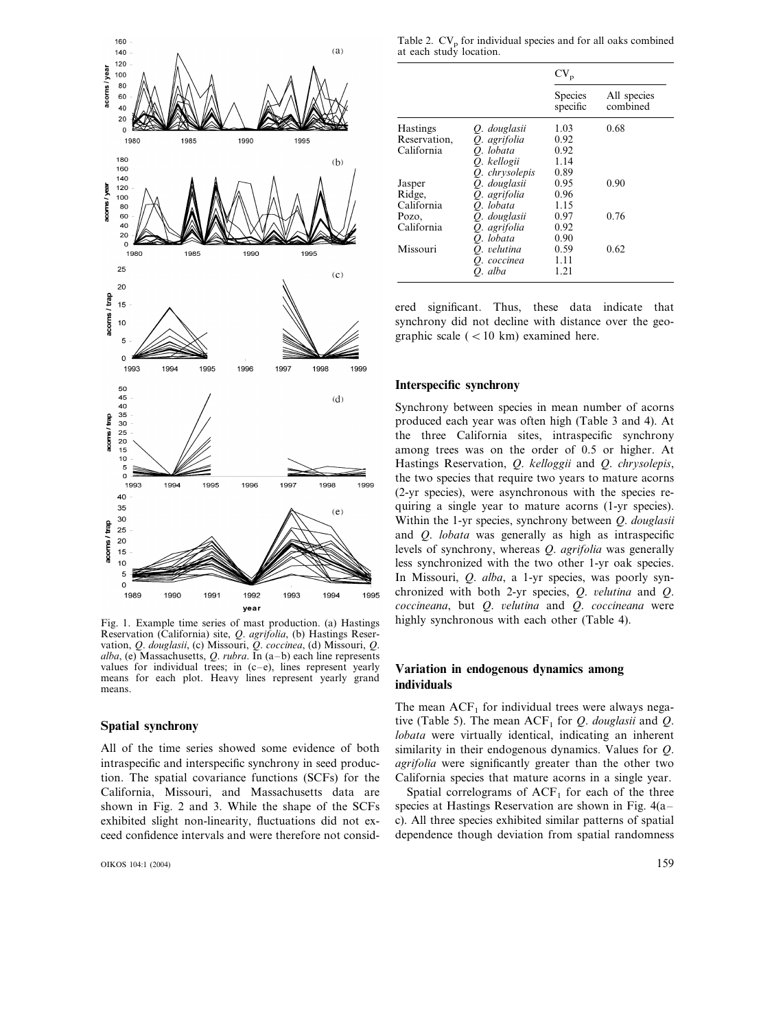Fig. 1. Example time series of mast production. (a) Hastings Reservation (California) site, *Q. agrifolia*, (b) Hastings Reservation, *Q. douglasii*, (c) Missouri, *Q. coccinea*, (d) Missouri, *Q. alba*, (e) Massachusetts, *Q. rubra*. In (a–b) each line represents values for individual trees; in (c–e), lines represent yearly means for each plot. Heavy lines represent yearly grand means.

## Spatial synchrony

All of the time series showed some evidence of both intraspecific and interspecific synchrony in seed production. The spatial covariance functions (SCFs) for the California, Missouri, and Massachusetts data are shown in Fig. 2 and 3. While the shape of the SCFs exhibited slight non-linearity, fluctuations did not exceed confidence intervals and were therefore not considered significant. Thus, these data indicate that synchrony did not decline with distance over the geographic scale ( < 10 km) examined here.

Table 2. $CV_p$ for individual species and for all oaks combined at each study location.

| | | $CV_p$ | |
|---|---|---|---|
| | | Species specific | All species combined |
| Hastings Reservation, California | *Q. douglasii* | 1.03 | 0.68 |
| | *Q. agrifolia* | 0.92 | |
| | *Q. lobata* | 0.92 | |
| | *Q. kellogii* | 1.14 | |
| | *Q. chrysolepis* | 0.89 | |
| Jasper Ridge, California | *Q. douglasii* | 0.95 | 0.90 |
| | *Q. agrifolia* | 0.96 | |
| | *Q. lobata* | 1.15 | |
| Pozo, California | *Q. douglasii* | 0.97 | 0.76 |
| | *Q. agrifolia* | 0.92 | |
| | *Q. lobata* | 0.90 | |
| Missouri | *Q. velutina* | 0.59 | 0.62 |
| | *Q. coccinea* | 1.11 | |
| | *Q. alba* | 1.21 | |

## Interspecific synchrony

Synchrony between species in mean number of acorns produced each year was often high (Table 3 and 4). At the three California sites, intraspecific synchrony among trees was on the order of 0.5 or higher. At Hastings Reservation, *Q. kelloggii* and *Q. chrysolepis*, the two species that require two years to mature acorns (2-yr species), were asynchronous with the species requiring a single year to mature acorns (1-yr species). Within the 1-yr species, synchrony between *Q. douglasii* and *Q. lobata* was generally as high as intraspecific levels of synchrony, whereas *Q. agrifolia* was generally less synchronized with the two other 1-yr oak species. In Missouri, *Q. alba*, a 1-yr species, was poorly synchronized with both 2-yr species, *Q. velutina* and *Q. coccineana*, but *Q. velutina* and *Q. coccineana* were highly synchronous with each other (Table 4).

## Variation in endogenous dynamics among individuals

The mean $ACF_1$ for individual trees were always negative (Table 5). The mean $ACF_1$ for *Q. douglasii* and *Q. lobata* were virtually identical, indicating an inherent similarity in their endogenous dynamics. Values for *Q. agrifolia* were significantly greater than the other two California species that mature acorns in a single year.

Spatial correlograms of $ACF_1$ for each of the three species at Hastings Reservation are shown in Fig. 4(a–c). All three species exhibited similar patterns of spatial dependence though deviation from spatial randomness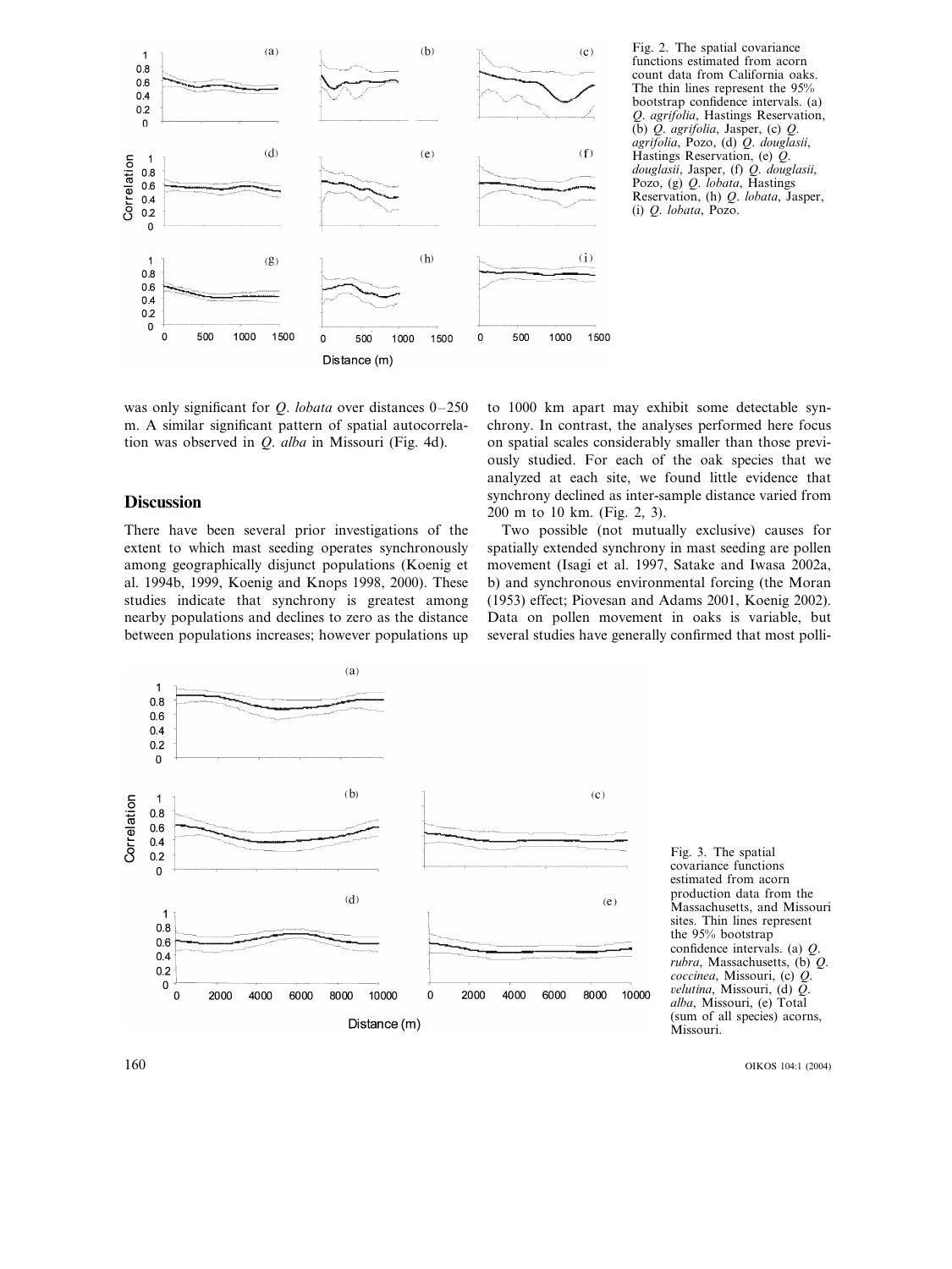Fig. 2. The spatial covariance functions estimated from acorn count data from California oaks. The thin lines represent the 95% bootstrap confidence intervals. (a) *Q. agrifolia*, Hastings Reservation, (b) *Q. agrifolia*, Jasper, (c) *Q. agrifolia*, Pozo, (d) *Q. douglasii*, Hastings Reservation, (e) *Q. douglasii*, Jasper, (f) *Q. douglasii*, Pozo, (g) *Q. lobata*, Hastings Reservation, (h) *Q. lobata*, Jasper, (i) *Q. lobata*, Pozo.

was only significant for *Q. lobata* over distances 0–250 m. A similar significant pattern of spatial autocorrelation was observed in *Q. alba* in Missouri (Fig. 4d).

## Discussion

There have been several prior investigations of the extent to which mast seeding operates synchronously among geographically disjunct populations (Koenig et al. 1994b, 1999, Koenig and Knops 1998, 2000). These studies indicate that synchrony is greatest among nearby populations and declines to zero as the distance between populations increases; however populations up to 1000 km apart may exhibit some detectable synchrony. In contrast, the analyses performed here focus on spatial scales considerably smaller than those previously studied. For each of the oak species that we analyzed at each site, we found little evidence that synchrony declined as inter-sample distance varied from 200 m to 10 km. (Fig. 2, 3).

Two possible (not mutually exclusive) causes for spatially extended synchrony in mast seeding are pollen movement (Isagi et al. 1997, Satake and Iwasa 2002a, b) and synchronous environmental forcing (the Moran (1953) effect; Piovesan and Adams 2001, Koenig 2002). Data on pollen movement in oaks is variable, but several studies have generally confirmed that most polli-

Fig. 3. The spatial covariance functions estimated from acorn production data from the Massachusetts, and Missouri sites. Thin lines represent the 95% bootstrap confidence intervals. (a) *Q. rubra*, Massachusetts, (b) *Q. coccinea*, Missouri, (c) *Q. velutina*, Missouri, (d) *Q. alba*, Missouri, (e) Total (sum of all species) acorns, Missouri.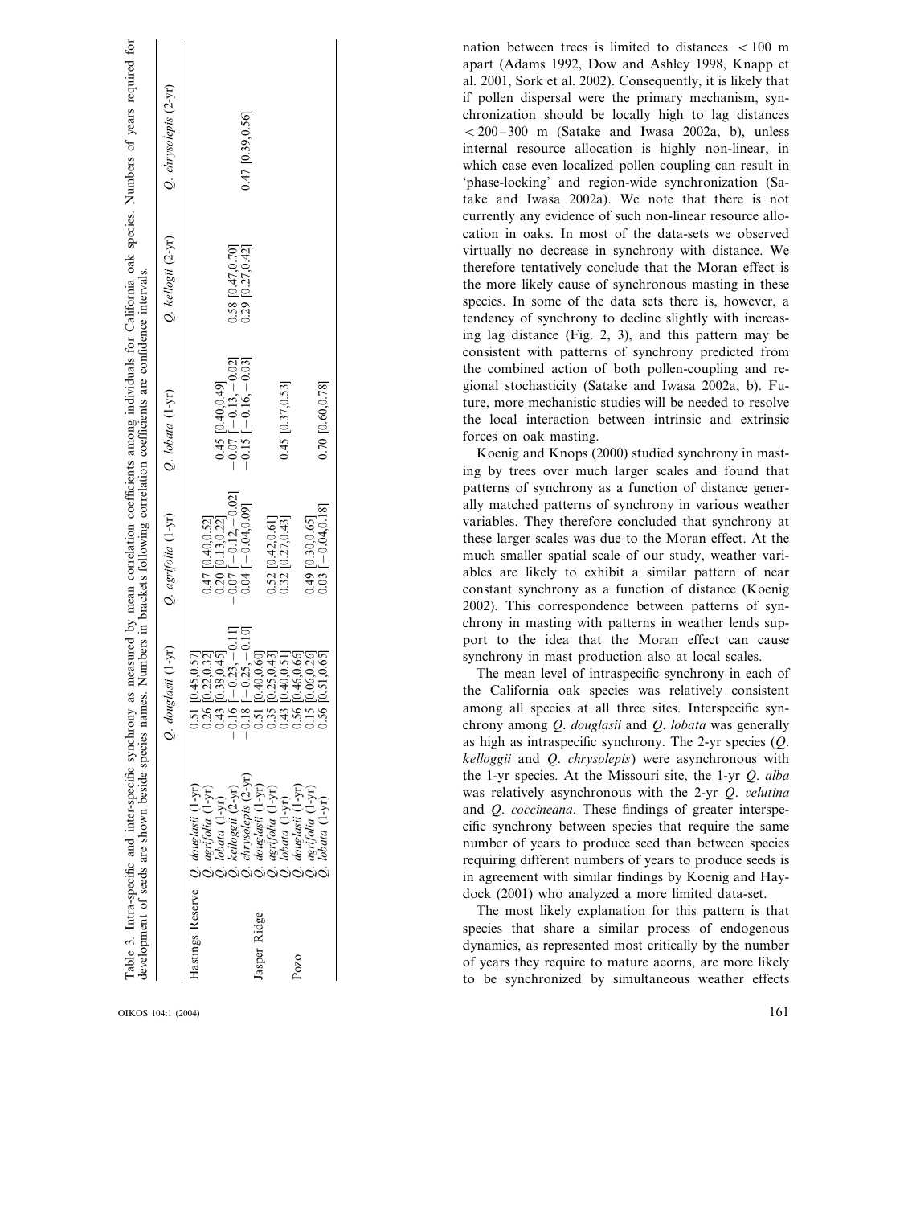Table 3. Intra-specific and inter-specific synchrony as measured by mean correlation coefficients among individuals for California oak species. Numbers of years required for development of seeds are shown beside species names. Numbers in brackets following correlation coefficients are confidence intervals.

| | | *Q. douglasii* (1-yr) | *Q. agrifolia* (1-yr) | *Q. lobata* (1-yr) | *Q. kelloggii* (2-yr) | *Q. chrysolepis* (2-yr) |
|---|---|---|---|---|---|---|
| Hastings Reserve | *Q. douglasii* (1-yr) | 0.51 [0.45,0.57] | | | | |
| | *Q. agrifolia* (1-yr) | 0.26 [0.22,0.32] | 0.47 [0.40,0.52] | | | |
| | *Q. lobata* (1-yr) | 0.43 [0.38,0.45] | 0.20 [0.13,0.22] | 0.45 [0.40,0.49] | | |
| | *Q. kelloggii* (2-yr) | −0.16 [−0.23, −0.11] | −0.07 [−0.12, −0.02] | −0.07 [−0.13, −0.02] | 0.58 [0.47,0.70] | |
| | *Q. chrysolepis* (2-yr) | −0.18 [−0.25, −0.10] | 0.04 [−0.04,0.09] | −0.15 [−0.16, −0.03] | 0.29 [0.27,0.42] | 0.47 [0.39,0.56] |
| Jasper Ridge | *Q. douglasii* (1-yr) | 0.51 [0.40,0.60] | | | | |
| | *Q. agrifolia* (1-yr) | 0.35 [0.25,0.43] | 0.52 [0.42,0.61] | | | |
| | *Q. lobata* (1-yr) | 0.43 [0.40,0.51] | 0.32 [0.27,0.43] | 0.45 [0.37,0.53] | | |
| Pozo | *Q. douglasii* (1-yr) | 0.56 [0.46,0.66] | | | | |
| | *Q. agrifolia* (1-yr) | 0.15 [0.06,0.26] | 0.49 [0.30,0.65] | | | |
| | *Q. lobata* (1-yr) | 0.56 [0.51,0.65] | 0.03 [−0.04,0.18] | 0.70 [0.60,0.78] | | |

nation between trees is limited to distances $<100$ m apart (Adams 1992, Dow and Ashley 1998, Knapp et al. 2001, Sork et al. 2002). Consequently, it is likely that if pollen dispersal were the primary mechanism, synchronization should be locally high to lag distances $<200$–$300$ m (Satake and Iwasa 2002a, b), unless internal resource allocation is highly non-linear, in which case even localized pollen coupling can result in 'phase-locking' and region-wide synchronization (Satake and Iwasa 2002a). We note that there is not currently any evidence of such non-linear resource allocation in oaks. In most of the data-sets we observed virtually no decrease in synchrony with distance. We therefore tentatively conclude that the Moran effect is the more likely cause of synchronous masting in these species. In some of the data sets there is, however, a tendency of synchrony to decline slightly with increasing lag distance (Fig. 2, 3), and this pattern may be consistent with patterns of synchrony predicted from the combined action of both pollen-coupling and regional stochasticity (Satake and Iwasa 2002a, b). Future, more mechanistic studies will be needed to resolve the local interaction between intrinsic and extrinsic forces on oak masting.

Koenig and Knops (2000) studied synchrony in masting by trees over much larger scales and found that patterns of synchrony as a function of distance generally matched patterns of synchrony in various weather variables. They therefore concluded that synchrony at these larger scales was due to the Moran effect. At the much smaller spatial scale of our study, weather variables are likely to exhibit a similar pattern of near constant synchrony as a function of distance (Koenig 2002). This correspondence between patterns of synchrony in masting with patterns in weather lends support to the idea that the Moran effect can cause synchrony in mast production also at local scales.

The mean level of intraspecific synchrony in each of the California oak species was relatively consistent among all species at all three sites. Interspecific synchrony among *Q. douglasii* and *Q. lobata* was generally as high as intraspecific synchrony. The 2-yr species (*Q. kelloggii* and *Q. chrysolepis*) were asynchronous with the 1-yr species. At the Missouri site, the 1-yr *Q. alba* was relatively asynchronous with the 2-yr *Q. velutina* and *Q. coccineana*. These findings of greater interspecific synchrony between species that require the same number of years to produce seed than between species requiring different numbers of years to produce seeds is in agreement with similar findings by Koenig and Haydock (2001) who analyzed a more limited data-set.

The most likely explanation for this pattern is that species that share a similar process of endogenous dynamics, as represented most critically by the number of years they require to mature acorns, are more likely to be synchronized by simultaneous weather effects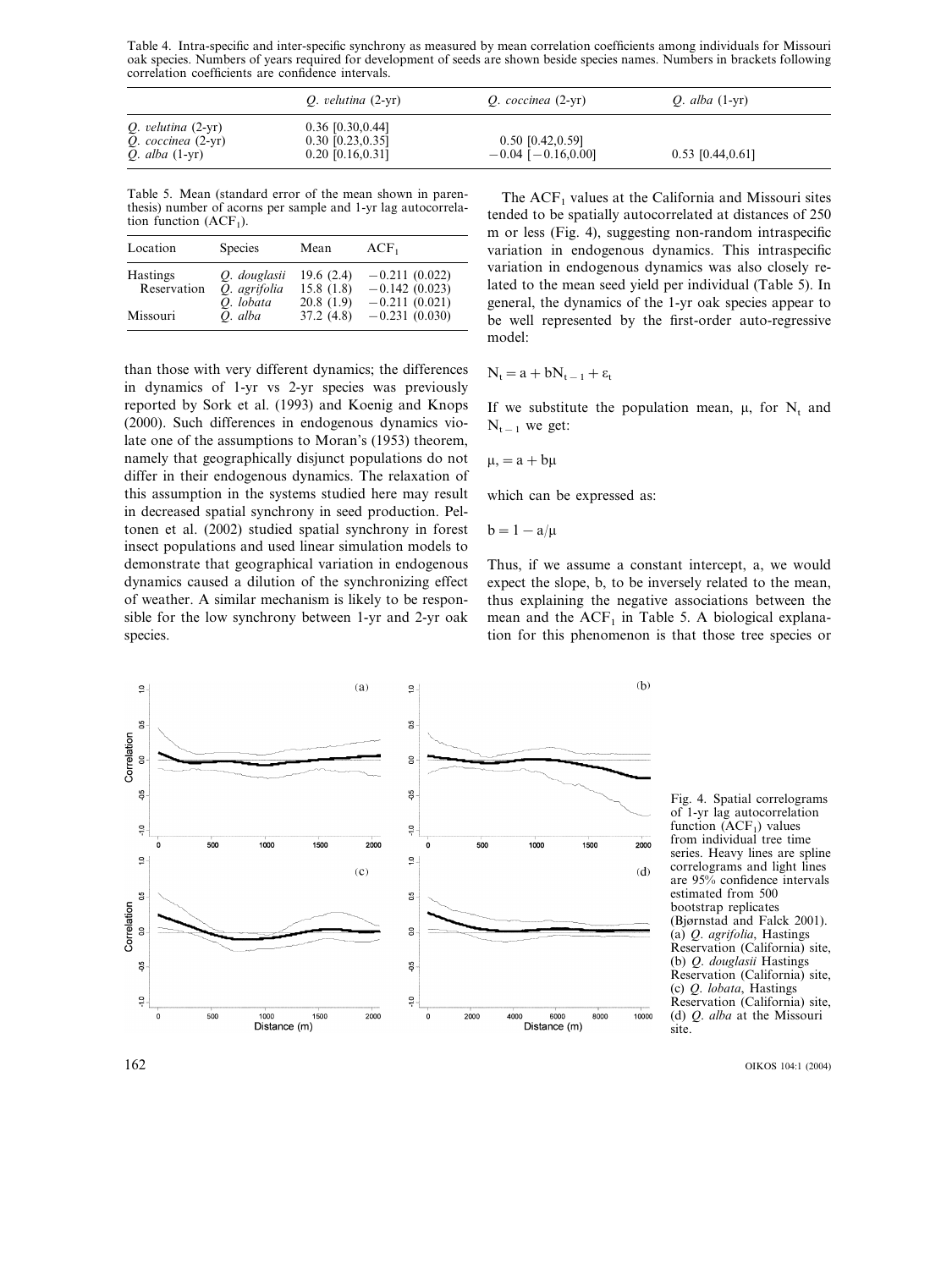Table 4. Intra-specific and inter-specific synchrony as measured by mean correlation coefficients among individuals for Missouri oak species. Numbers of years required for development of seeds are shown beside species names. Numbers in brackets following correlation coefficients are confidence intervals.

| | *Q. velutina* (2-yr) | *Q. coccinea* (2-yr) | *Q. alba* (1-yr) |
|---|---|---|---|
| *Q. velutina* (2-yr) | 0.36 [0.30,0.44] | | |
| *Q. coccinea* (2-yr) | 0.30 [0.23,0.35] | 0.50 [0.42,0.59] | |
| *Q. alba* (1-yr) | 0.20 [0.16,0.31] | −0.04 [−0.16,0.00] | 0.53 [0.44,0.61] |

Table 5. Mean (standard error of the mean shown in parenthesis) number of acorns per sample and 1-yr lag autocorrelation function ($ACF_1$).

| Location | Species | Mean | $ACF_1$ |
|---|---|---|---|
| Hastings Reservation | *Q. douglasii* | 19.6 (2.4) | −0.211 (0.022) |
| | *Q. agrifolia* | 15.8 (1.8) | −0.142 (0.023) |
| | *Q. lobata* | 20.8 (1.9) | −0.211 (0.021) |
| Missouri | *Q. alba* | 37.2 (4.8) | −0.231 (0.030) |

than those with very different dynamics; the differences in dynamics of 1-yr vs 2-yr species was previously reported by Sork et al. (1993) and Koenig and Knops (2000). Such differences in endogenous dynamics violate one of the assumptions to Moran's (1953) theorem, namely that geographically disjunct populations do not differ in their endogenous dynamics. The relaxation of this assumption in the systems studied here may result in decreased spatial synchrony in seed production. Peltonen et al. (2002) studied spatial synchrony in forest insect populations and used linear simulation models to demonstrate that geographical variation in endogenous dynamics caused a dilution of the synchronizing effect of weather. A similar mechanism is likely to be responsible for the low synchrony between 1-yr and 2-yr oak species.

The $ACF_1$ values at the California and Missouri sites tended to be spatially autocorrelated at distances of 250 m or less (Fig. 4), suggesting non-random intraspecific variation in endogenous dynamics. This intraspecific variation in endogenous dynamics was also closely related to the mean seed yield per individual (Table 5). In general, the dynamics of the 1-yr oak species appear to be well represented by the first-order auto-regressive model:

$$N_t = a + bN_{t-1} + \varepsilon_t$$

If we substitute the population mean, $\mu$, for $N_t$ and $N_{t-1}$ we get:

$$\mu, = a + b\mu$$

which can be expressed as:

$$b = 1 - a/\mu$$

Thus, if we assume a constant intercept, a, we would expect the slope, b, to be inversely related to the mean, thus explaining the negative associations between the mean and the $ACF_1$ in Table 5. A biological explanation for this phenomenon is that those tree species or

Fig. 4. Spatial correlograms of 1-yr lag autocorrelation function ($ACF_1$) values from individual tree time series. Heavy lines are spline correlograms and light lines are 95% confidence intervals estimated from 500 bootstrap replicates (Bjørnstad and Falck 2001). (a) *Q. agrifolia*, Hastings Reservation (California) site, (b) *Q. douglasii* Hastings Reservation (California) site, (c) *Q. lobata*, Hastings Reservation (California) site, (d) *Q. alba* at the Missouri site.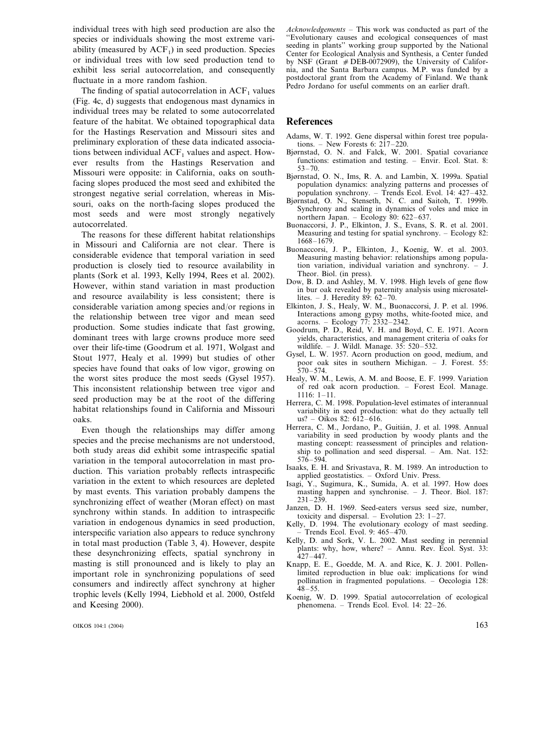individual trees with high seed production are also the species or individuals showing the most extreme variability (measured by $ACF_1$) in seed production. Species or individual trees with low seed production tend to exhibit less serial autocorrelation, and consequently fluctuate in a more random fashion.

The finding of spatial autocorrelation in $ACF_1$ values (Fig. 4c, d) suggests that endogenous mast dynamics in individual trees may be related to some autocorrelated feature of the habitat. We obtained topographical data for the Hastings Reservation and Missouri sites and preliminary exploration of these data indicated associations between individual $ACF_1$ values and aspect. However results from the Hastings Reservation and Missouri were opposite: in California, oaks on south-facing slopes produced the most seed and exhibited the strongest negative serial correlation, whereas in Missouri, oaks on the north-facing slopes produced the most seeds and were most strongly negatively autocorrelated.

The reasons for these different habitat relationships in Missouri and California are not clear. There is considerable evidence that temporal variation in seed production is closely tied to resource availability in plants (Sork et al. 1993, Kelly 1994, Rees et al. 2002). However, within stand variation in mast production and resource availability is less consistent; there is considerable variation among species and/or regions in the relationship between tree vigor and mean seed production. Some studies indicate that fast growing, dominant trees with large crowns produce more seed over their life-time (Goodrum et al. 1971, Wolgast and Stout 1977, Healy et al. 1999) but studies of other species have found that oaks of low vigor, growing on the worst sites produce the most seeds (Gysel 1957). This inconsistent relationship between tree vigor and seed production may be at the root of the differing habitat relationships found in California and Missouri oaks.

Even though the relationships may differ among species and the precise mechanisms are not understood, both study areas did exhibit some intraspecific spatial variation in the temporal autocorrelation in mast production. This variation probably reflects intraspecific variation in the extent to which resources are depleted by mast events. This variation probably dampens the synchronizing effect of weather (Moran effect) on mast synchrony within stands. In addition to intraspecific variation in endogenous dynamics in seed production, interspecific variation also appears to reduce synchrony in total mast production (Table 3, 4). However, despite these desynchronizing effects, spatial synchrony in masting is still pronounced and is likely to play an important role in synchronizing populations of seed consumers and indirectly affect synchrony at higher trophic levels (Kelly 1994, Liebhold et al. 2000, Ostfeld and Keesing 2000).

*Acknowledgements* – This work was conducted as part of the "Evolutionary causes and ecological consequences of mast seeding in plants" working group supported by the National Center for Ecological Analysis and Synthesis, a Center funded by NSF (Grant # DEB-0072909), the University of California, and the Santa Barbara campus. M.P. was funded by a postdoctoral grant from the Academy of Finland. We thank Pedro Jordano for useful comments on an earlier draft.

## References

Adams, W. T. 1992. Gene dispersal within forest tree populations. – New Forests 6: 217–220.

Bjørnstad, O. N. and Falck, W. 2001. Spatial covariance functions: estimation and testing. – Envir. Ecol. Stat. 8: 53–70.

Bjørnstad, O. N., Ims, R. A. and Lambin, X. 1999a. Spatial population dynamics: analyzing patterns and processes of population synchrony. – Trends Ecol. Evol. 14: 427–432.

Bjørnstad, O. N., Stenseth, N. C. and Saitoh, T. 1999b. Synchrony and scaling in dynamics of voles and mice in northern Japan. – Ecology 80: 622–637.

Buonaccorsi, J. P., Elkinton, J. S., Evans, S. R. et al. 2001. Measuring and testing for spatial synchrony. – Ecology 82: 1668–1679.

Buonaccorsi, J. P., Elkinton, J., Koenig, W. et al. 2003. Measuring masting behavior: relationships among population variation, individual variation and synchrony. – J. Theor. Biol. (in press).

Dow, B. D. and Ashley, M. V. 1998. High levels of gene flow in bur oak revealed by paternity analysis using microsatellites. – J. Heredity 89: 62–70.

Elkinton, J. S., Healy, W. M., Buonaccorsi, J. P. et al. 1996. Interactions among gypsy moths, white-footed mice, and acorns. – Ecology 77: 2332–2342.

Goodrum, P. D., Reid, V. H. and Boyd, C. E. 1971. Acorn yields, characteristics, and management criteria of oaks for wildlife. – J. Wildl. Manage. 35: 520–532.

Gysel, L. W. 1957. Acorn production on good, medium, and poor oak sites in southern Michigan. – J. Forest. 55: 570–574.

Healy, W. M., Lewis, A. M. and Boose, E. F. 1999. Variation of red oak acorn production. – Forest Ecol. Manage. 1116: 1–11.

Herrera, C. M. 1998. Population-level estimates of interannual variability in seed production: what do they actually tell us? – Oikos 82: 612–616.

Herrera, C. M., Jordano, P., Guitián, J. et al. 1998. Annual variability in seed production by woody plants and the masting concept: reassessment of principles and relationship to pollination and seed dispersal. – Am. Nat. 152: 576–594.

Isaaks, E. H. and Srivastava, R. M. 1989. An introduction to applied geostatistics. – Oxford Univ. Press.

Isagi, Y., Sugimura, K., Sumida, A. et al. 1997. How does masting happen and synchronise. – J. Theor. Biol. 187: 231–239.

Janzen, D. H. 1969. Seed-eaters versus seed size, number, toxicity and dispersal. – Evolution 23: 1–27.

Kelly, D. 1994. The evolutionary ecology of mast seeding. – Trends Ecol. Evol. 9: 465–470.

Kelly, D. and Sork, V. L. 2002. Mast seeding in perennial plants: why, how, where? – Annu. Rev. Ecol. Syst. 33: 427–447.

Knapp, E. E., Goedde, M. A. and Rice, K. J. 2001. Pollen-limited reproduction in blue oak: implications for wind pollination in fragmented populations. – Oecologia 128: 48–55.

Koenig, W. D. 1999. Spatial autocorrelation of ecological phenomena. – Trends Ecol. Evol. 14: 22–26.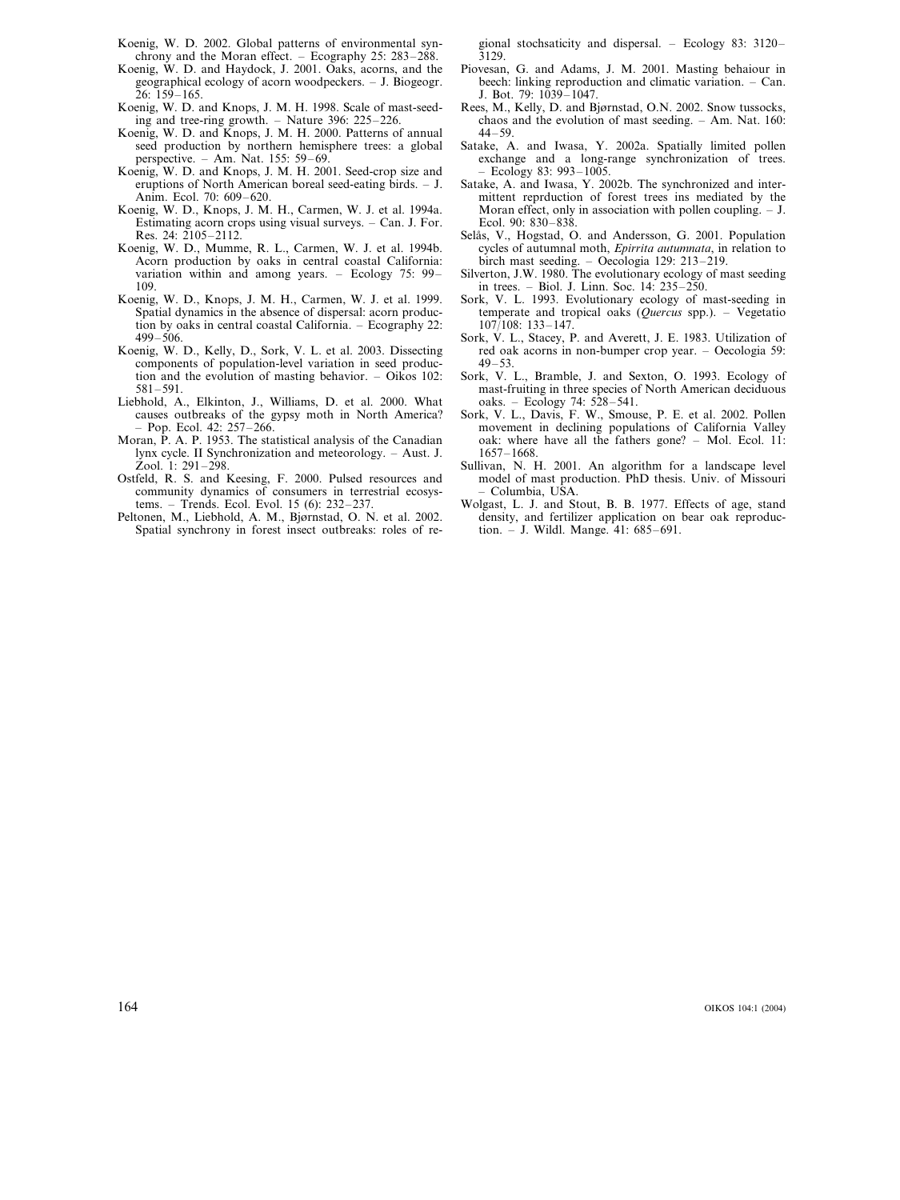Koenig, W. D. 2002. Global patterns of environmental synchrony and the Moran effect. – Ecography 25: 283–288.

Koenig, W. D. and Haydock, J. 2001. Oaks, acorns, and the geographical ecology of acorn woodpeckers. – J. Biogeogr. 26: 159–165.

Koenig, W. D. and Knops, J. M. H. 1998. Scale of mast-seeding and tree-ring growth. – Nature 396: 225–226.

Koenig, W. D. and Knops, J. M. H. 2000. Patterns of annual seed production by northern hemisphere trees: a global perspective. – Am. Nat. 155: 59–69.

Koenig, W. D. and Knops, J. M. H. 2001. Seed-crop size and eruptions of North American boreal seed-eating birds. – J. Anim. Ecol. 70: 609–620.

Koenig, W. D., Knops, J. M. H., Carmen, W. J. et al. 1994a. Estimating acorn crops using visual surveys. – Can. J. For. Res. 24: 2105–2112.

Koenig, W. D., Mumme, R. L., Carmen, W. J. et al. 1994b. Acorn production by oaks in central coastal California: variation within and among years. – Ecology 75: 99–109.

Koenig, W. D., Knops, J. M. H., Carmen, W. J. et al. 1999. Spatial dynamics in the absence of dispersal: acorn production by oaks in central coastal California. – Ecography 22: 499–506.

Koenig, W. D., Kelly, D., Sork, V. L. et al. 2003. Dissecting components of population-level variation in seed production and the evolution of masting behavior. – Oikos 102: 581–591.

Liebhold, A., Elkinton, J., Williams, D. et al. 2000. What causes outbreaks of the gypsy moth in North America? – Pop. Ecol. 42: 257–266.

Moran, P. A. P. 1953. The statistical analysis of the Canadian lynx cycle. II Synchronization and meteorology. – Aust. J. Zool. 1: 291–298.

Ostfeld, R. S. and Keesing, F. 2000. Pulsed resources and community dynamics of consumers in terrestrial ecosystems. – Trends. Ecol. Evol. 15 (6): 232–237.

Peltonen, M., Liebhold, A. M., Bjørnstad, O. N. et al. 2002. Spatial synchrony in forest insect outbreaks: roles of regional stochsaticity and dispersal. – Ecology 83: 3120–3129.

Piovesan, G. and Adams, J. M. 2001. Masting behaiour in beech: linking reproduction and climatic variation. – Can. J. Bot. 79: 1039–1047.

Rees, M., Kelly, D. and Bjørnstad, O.N. 2002. Snow tussocks, chaos and the evolution of mast seeding. – Am. Nat. 160: 44–59.

Satake, A. and Iwasa, Y. 2002a. Spatially limited pollen exchange and a long-range synchronization of trees. – Ecology 83: 993–1005.

Satake, A. and Iwasa, Y. 2002b. The synchronized and intermittent reprduction of forest trees ins mediated by the Moran effect, only in association with pollen coupling. – J. Ecol. 90: 830–838.

Selås, V., Hogstad, O. and Andersson, G. 2001. Population cycles of autumnal moth, *Epirrita autumnata*, in relation to birch mast seeding. – Oecologia 129: 213–219.

Silverton, J.W. 1980. The evolutionary ecology of mast seeding in trees. – Biol. J. Linn. Soc. 14: 235–250.

Sork, V. L. 1993. Evolutionary ecology of mast-seeding in temperate and tropical oaks (*Quercus* spp.). – Vegetatio 107/108: 133–147.

Sork, V. L., Stacey, P. and Averett, J. E. 1983. Utilization of red oak acorns in non-bumper crop year. – Oecologia 59: 49–53.

Sork, V. L., Bramble, J. and Sexton, O. 1993. Ecology of mast-fruiting in three species of North American deciduous oaks. – Ecology 74: 528–541.

Sork, V. L., Davis, F. W., Smouse, P. E. et al. 2002. Pollen movement in declining populations of California Valley oak: where have all the fathers gone? – Mol. Ecol. 11: 1657–1668.

Sullivan, N. H. 2001. An algorithm for a landscape level model of mast production. PhD thesis. Univ. of Missouri – Columbia, USA.

Wolgast, L. J. and Stout, B. B. 1977. Effects of age, stand density, and fertilizer application on bear oak reproduction. – J. Wildl. Mange. 41: 685–691.